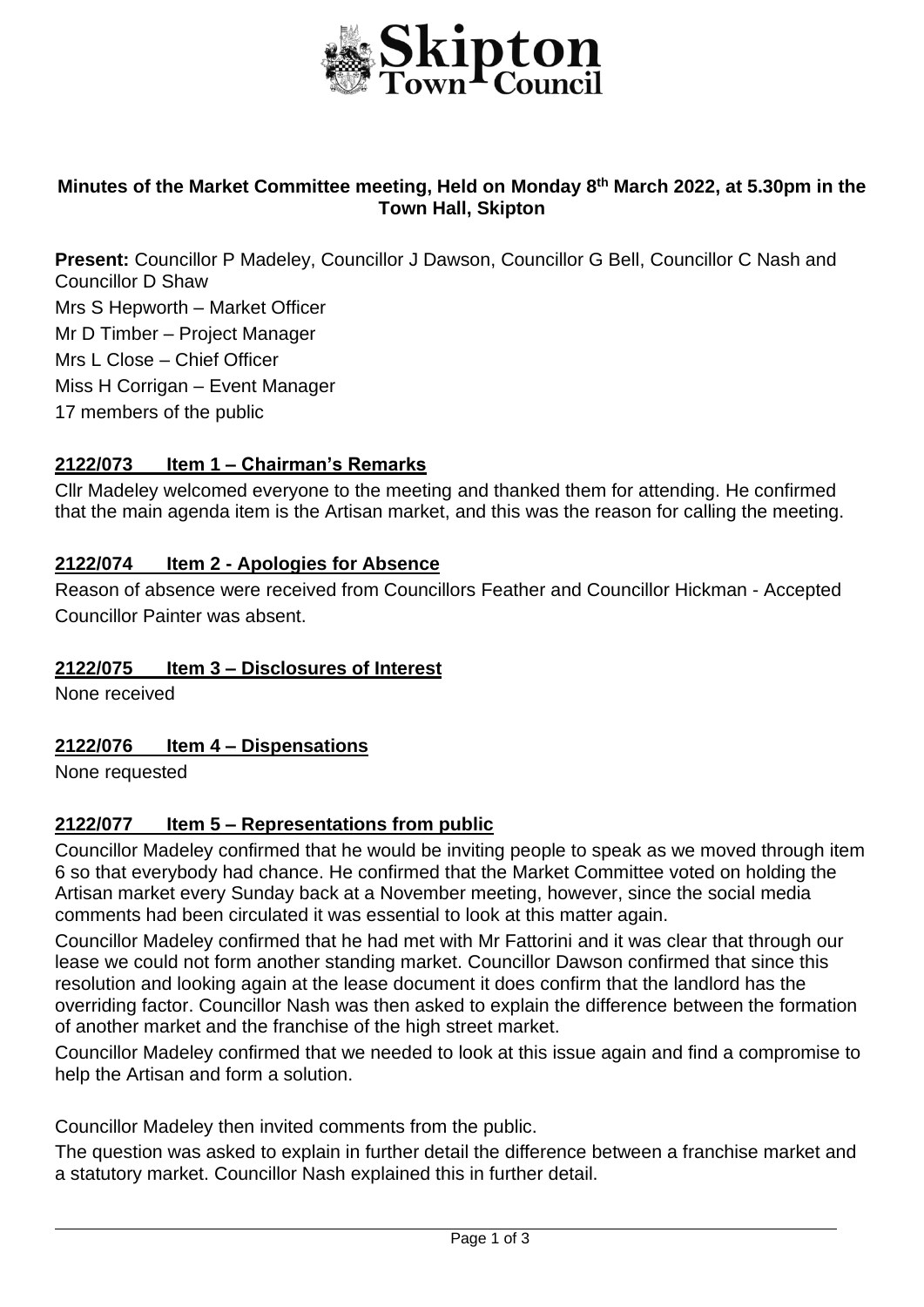**Minutes of the Market Committee meeting, Held on Monday 8th March 2022, at 5.30pm in the Town Hall, Skipton**

**Present:** Councillor P Madeley, Councillor J Dawson, Councillor G Bell, Councillor C Nash and Councillor D Shaw

Mrs S Hepworth – Market Officer

Mr D Timber – Project Manager

Mrs L Close – Chief Officer

Miss H Corrigan – Event Manager

17 members of the public

## 2122/073 Item 1 – Chairman's Remarks

Cllr Madeley welcomed everyone to the meeting and thanked them for attending. He confirmed that the main agenda item is the Artisan market, and this was the reason for calling the meeting.

## 2122/074 Item 2 - Apologies for Absence

Reason of absence were received from Councillors Feather and Councillor Hickman - Accepted

Councillor Painter was absent.

## 2122/075 Item 3 – Disclosures of Interest

None received

## 2122/076 Item 4 – Dispensations

None requested

## 2122/077 Item 5 – Representations from public

Councillor Madeley confirmed that he would be inviting people to speak as we moved through item 6 so that everybody had chance. He confirmed that the Market Committee voted on holding the Artisan market every Sunday back at a November meeting, however, since the social media comments had been circulated it was essential to look at this matter again.

Councillor Madeley confirmed that he had met with Mr Fattorini and it was clear that through our lease we could not form another standing market. Councillor Dawson confirmed that since this resolution and looking again at the lease document it does confirm that the landlord has the overriding factor. Councillor Nash was then asked to explain the difference between the formation of another market and the franchise of the high street market.

Councillor Madeley confirmed that we needed to look at this issue again and find a compromise to help the Artisan and form a solution.

Councillor Madeley then invited comments from the public.

The question was asked to explain in further detail the difference between a franchise market and a statutory market. Councillor Nash explained this in further detail.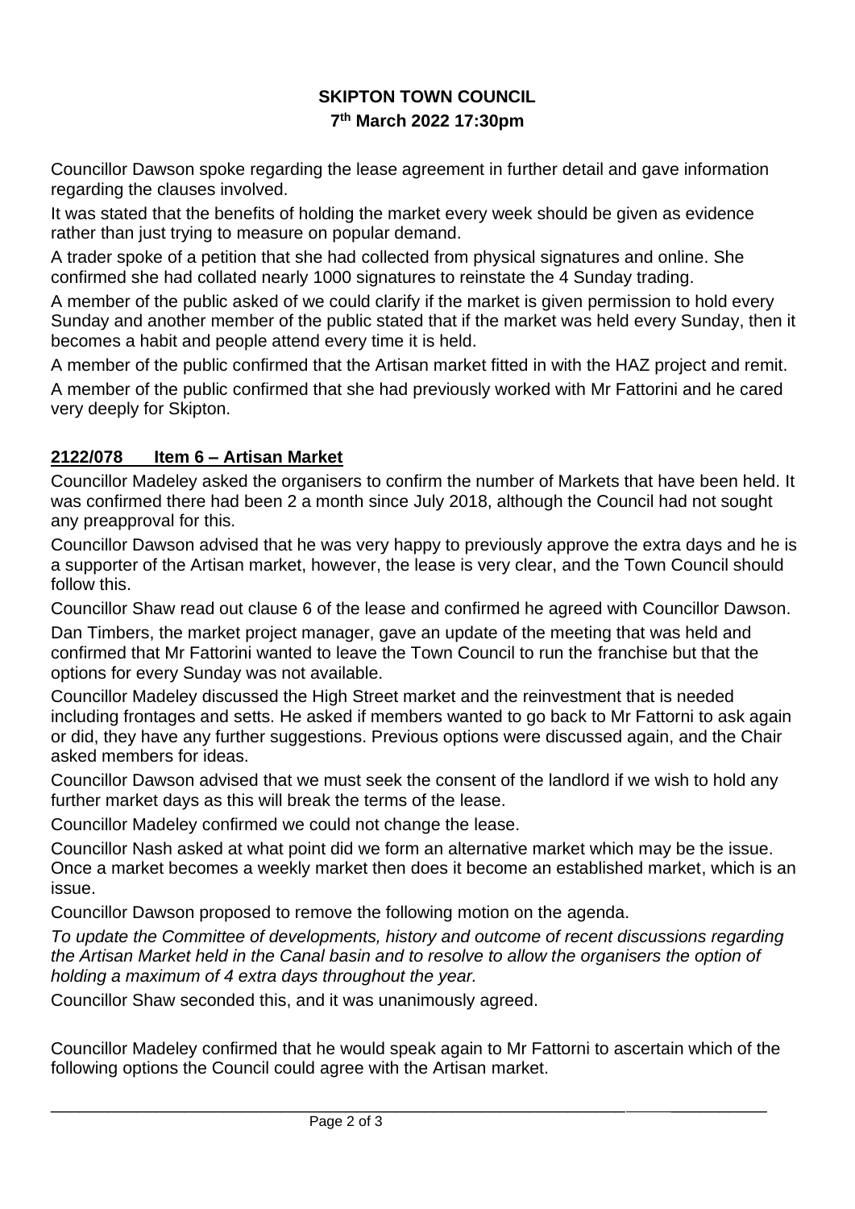**SKIPTON TOWN COUNCIL**
**7th March 2022 17:30pm**

Councillor Dawson spoke regarding the lease agreement in further detail and gave information regarding the clauses involved.

It was stated that the benefits of holding the market every week should be given as evidence rather than just trying to measure on popular demand.

A trader spoke of a petition that she had collected from physical signatures and online. She confirmed she had collated nearly 1000 signatures to reinstate the 4 Sunday trading.

A member of the public asked of we could clarify if the market is given permission to hold every Sunday and another member of the public stated that if the market was held every Sunday, then it becomes a habit and people attend every time it is held.

A member of the public confirmed that the Artisan market fitted in with the HAZ project and remit.

A member of the public confirmed that she had previously worked with Mr Fattorini and he cared very deeply for Skipton.

## 2122/078 Item 6 – Artisan Market

Councillor Madeley asked the organisers to confirm the number of Markets that have been held. It was confirmed there had been 2 a month since July 2018, although the Council had not sought any preapproval for this.

Councillor Dawson advised that he was very happy to previously approve the extra days and he is a supporter of the Artisan market, however, the lease is very clear, and the Town Council should follow this.

Councillor Shaw read out clause 6 of the lease and confirmed he agreed with Councillor Dawson.

Dan Timbers, the market project manager, gave an update of the meeting that was held and confirmed that Mr Fattorini wanted to leave the Town Council to run the franchise but that the options for every Sunday was not available.

Councillor Madeley discussed the High Street market and the reinvestment that is needed including frontages and setts. He asked if members wanted to go back to Mr Fattorni to ask again or did, they have any further suggestions. Previous options were discussed again, and the Chair asked members for ideas.

Councillor Dawson advised that we must seek the consent of the landlord if we wish to hold any further market days as this will break the terms of the lease.

Councillor Madeley confirmed we could not change the lease.

Councillor Nash asked at what point did we form an alternative market which may be the issue. Once a market becomes a weekly market then does it become an established market, which is an issue.

Councillor Dawson proposed to remove the following motion on the agenda.

*To update the Committee of developments, history and outcome of recent discussions regarding the Artisan Market held in the Canal basin and to resolve to allow the organisers the option of holding a maximum of 4 extra days throughout the year.*

Councillor Shaw seconded this, and it was unanimously agreed.

Councillor Madeley confirmed that he would speak again to Mr Fattorni to ascertain which of the following options the Council could agree with the Artisan market.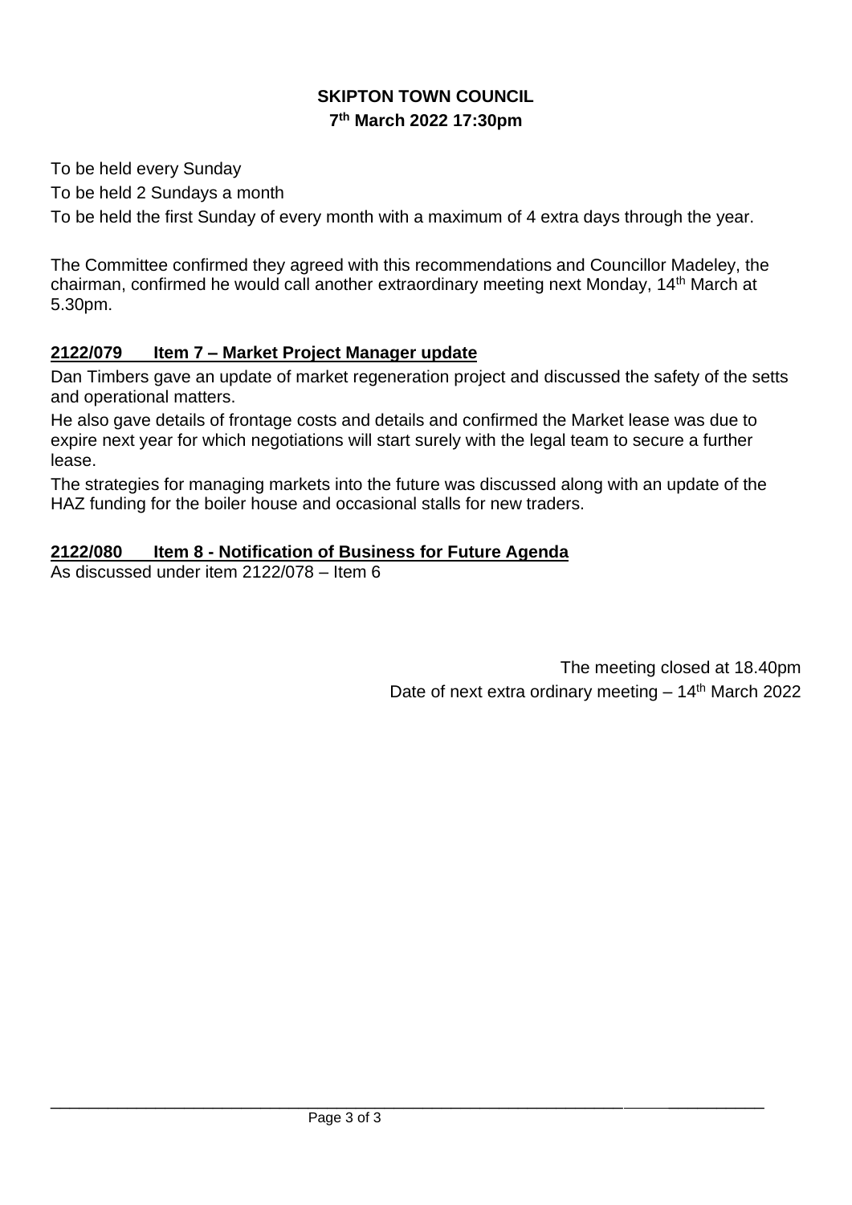**SKIPTON TOWN COUNCIL**
**7th March 2022 17:30pm**

To be held every Sunday

To be held 2 Sundays a month

To be held the first Sunday of every month with a maximum of 4 extra days through the year.

The Committee confirmed they agreed with this recommendations and Councillor Madeley, the chairman, confirmed he would call another extraordinary meeting next Monday, 14th March at 5.30pm.

## 2122/079 Item 7 – Market Project Manager update

Dan Timbers gave an update of market regeneration project and discussed the safety of the setts and operational matters.

He also gave details of frontage costs and details and confirmed the Market lease was due to expire next year for which negotiations will start surely with the legal team to secure a further lease.

The strategies for managing markets into the future was discussed along with an update of the HAZ funding for the boiler house and occasional stalls for new traders.

## 2122/080 Item 8 - Notification of Business for Future Agenda

As discussed under item 2122/078 – Item 6

The meeting closed at 18.40pm

Date of next extra ordinary meeting – 14th March 2022